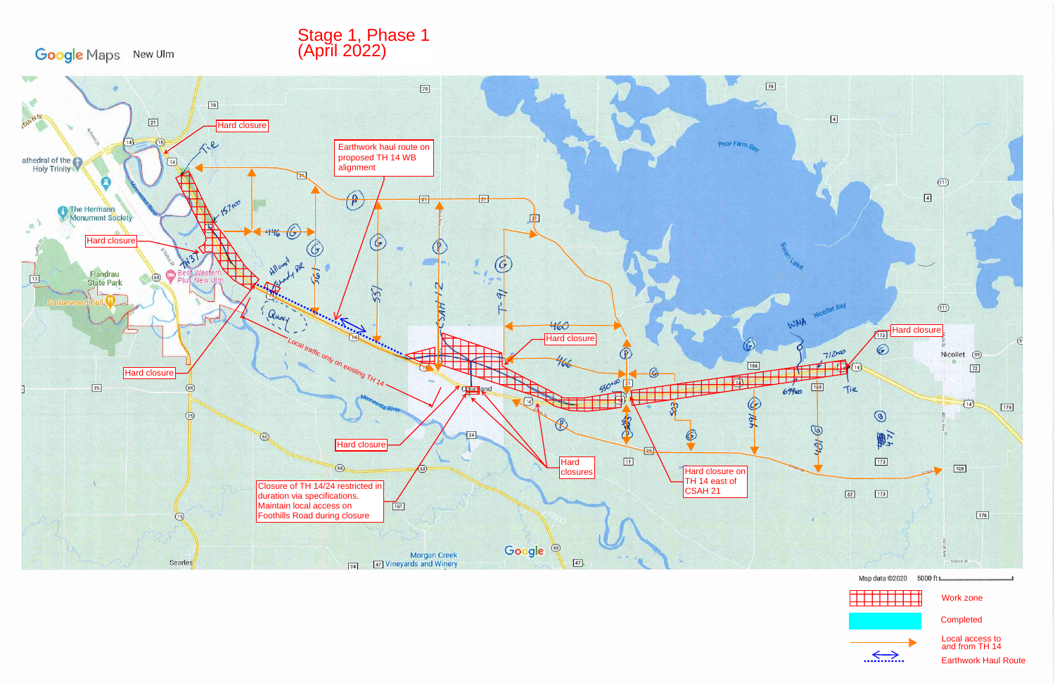# Stage 1, Phase 1
# (April 2022)

Google Maps New Ulm

Hard closure

Earthwork haul route on proposed TH 14 WB alignment

Hard closure

Hard closure

Local traffic only on existing TH 14

Hard closure

Hard closure

Hard closure

Closure of TH 14/24 restricted in duration via specifications. Maintain local access on Foothills Road during closure

Hard closures

Hard closure on TH 14 east of CSAH 21

Map data ©2020 5000 ft

Work zone

Completed

Local access to and from TH 14

Earthwork Haul Route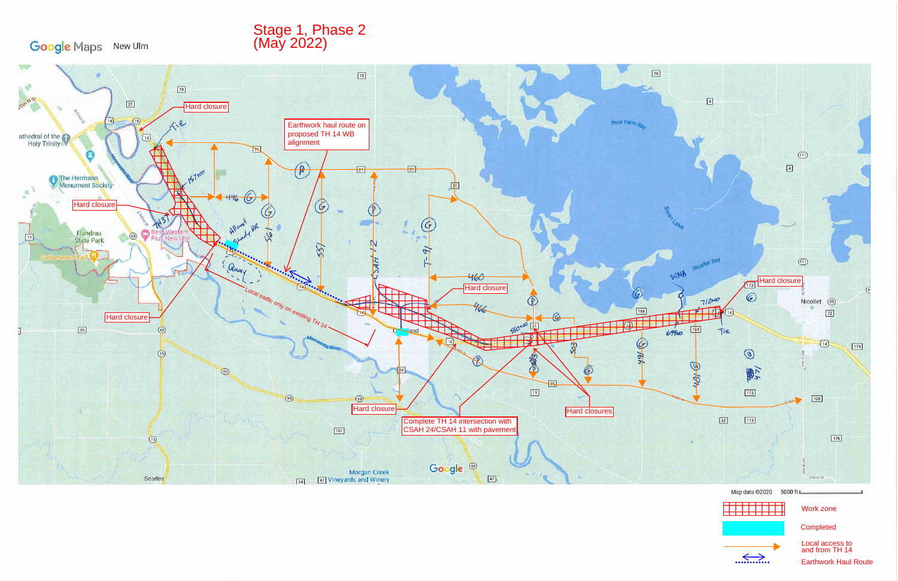# Stage 1, Phase 2 (May 2022)

Google Maps New Ulm

Hard closure

Earthwork haul route on proposed TH 14 WB alignment

Hard closure

Hard closure

Hard closure

Hard closure

Hard closure

Hard closures

Local traffic only on existing TH 14

Complete TH 14 intersection with CSAH 24/CSAH 11 with pavement

Map data ©2020 5000 ft

Work zone

Completed

Local access to and from TH 14

Earthwork Haul Route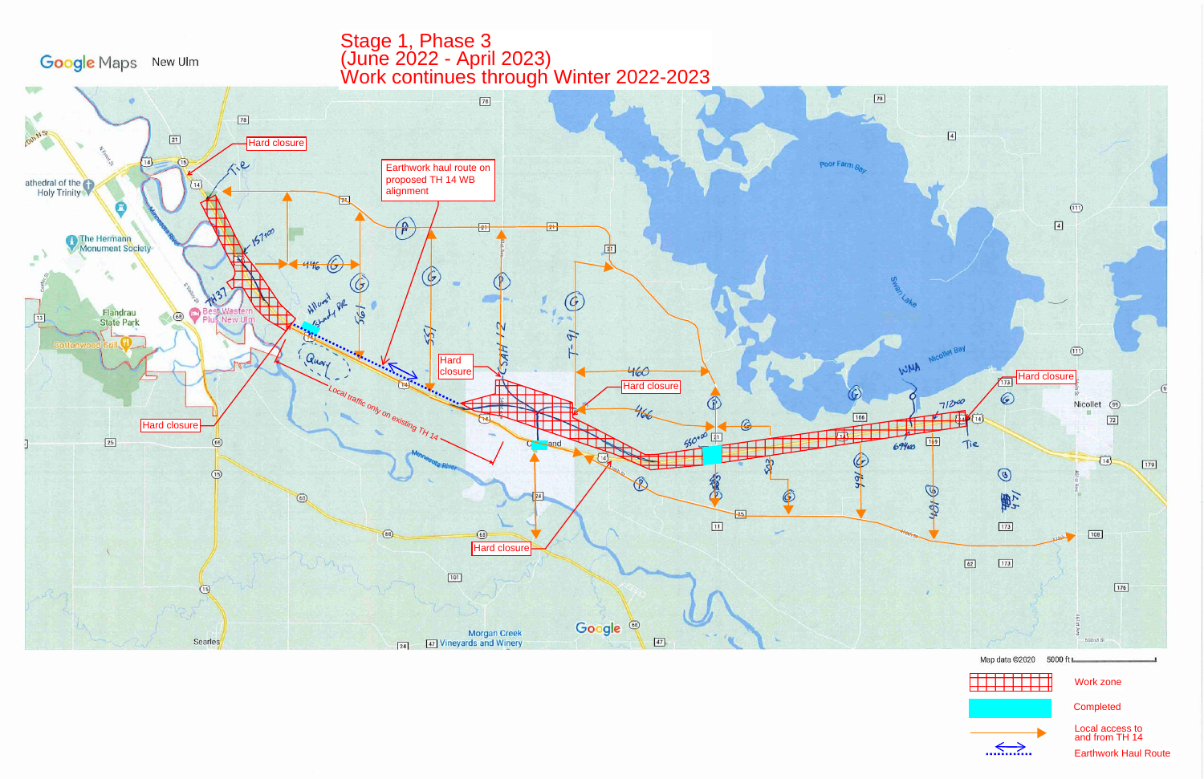# Stage 1, Phase 3
# (June 2022 - April 2023)
# Work continues through Winter 2022-2023

Google Maps New Ulm

Hard closure

Earthwork haul route on proposed TH 14 WB alignment

Hard closure

Hard closure

Hard closure

Local traffic only on existing TH 14

Hard closure

Hard closure

Map data ©2020 5000 ft

Work zone

Completed

Local access to and from TH 14

Earthwork Haul Route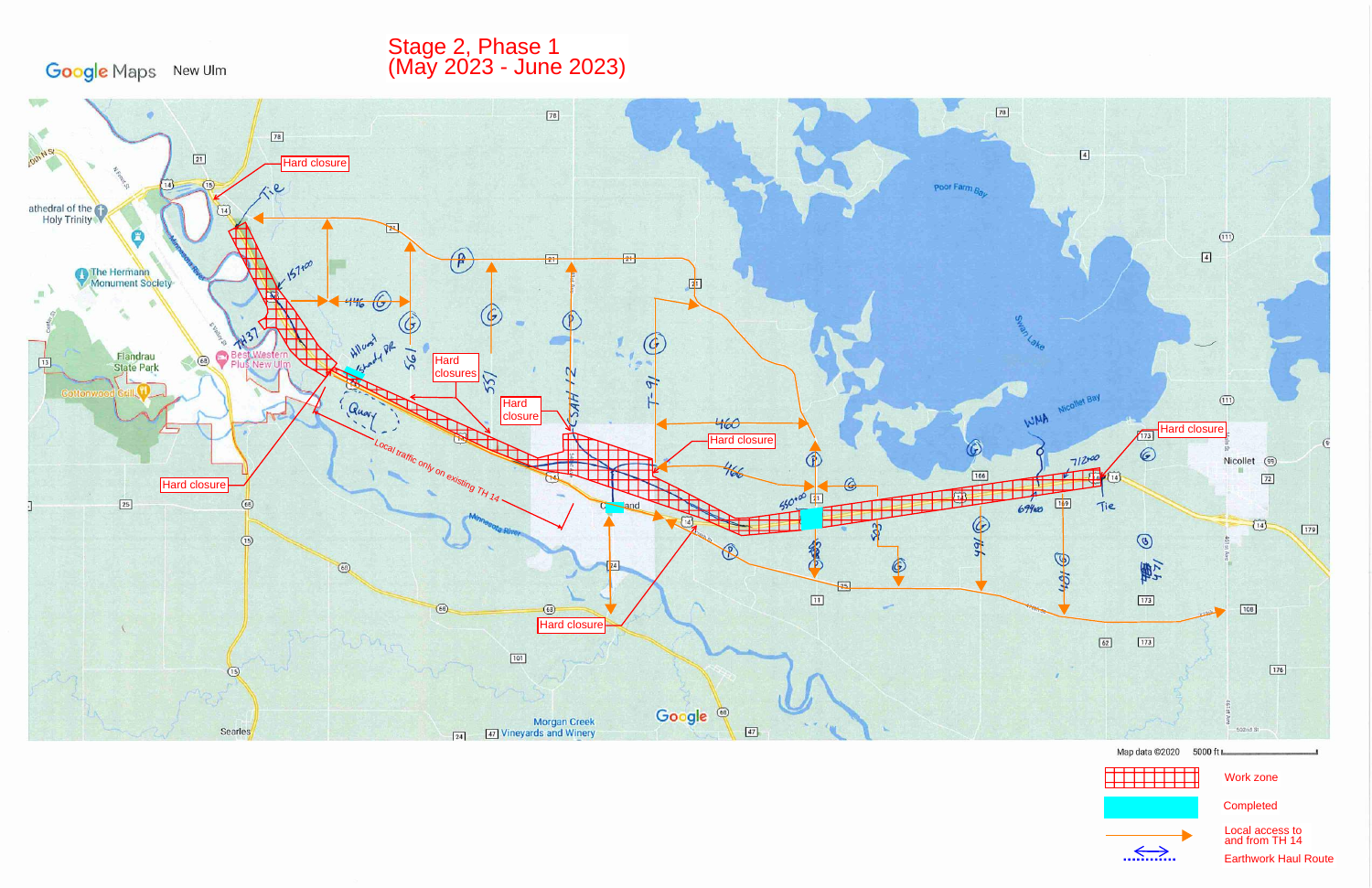# Stage 2, Phase 1
# (May 2023 - June 2023)

Google Maps New Ulm

Hard closure

Hard closures

Hard closure

Hard closure

Hard closure

Hard closure

Hard closure

Local traffic only on existing TH 14

Map data ©2020 5000 ft

Work zone

Completed

Local access to and from TH 14

Earthwork Haul Route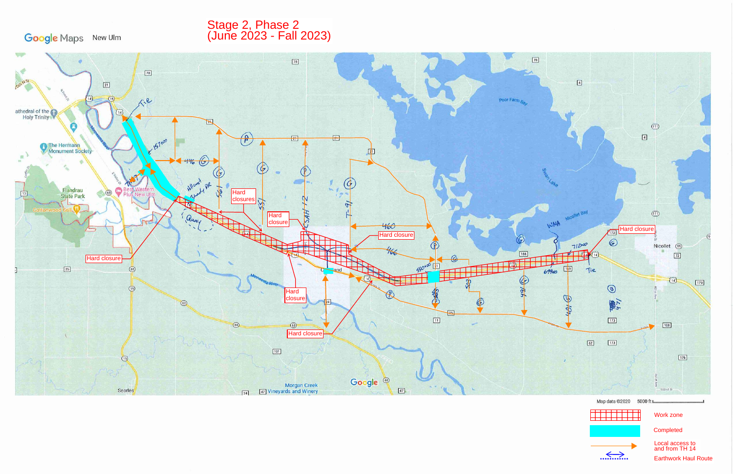# Stage 2, Phase 2
## (June 2023 - Fall 2023)

Hard closures

Hard closure

Hard closure

Hard closure

Hard closure

Hard closure

Hard closure

| | |
|---|---|
| Work zone | |
| Completed | |
| Local access to and from TH 14 | |
| Earthwork Haul Route | |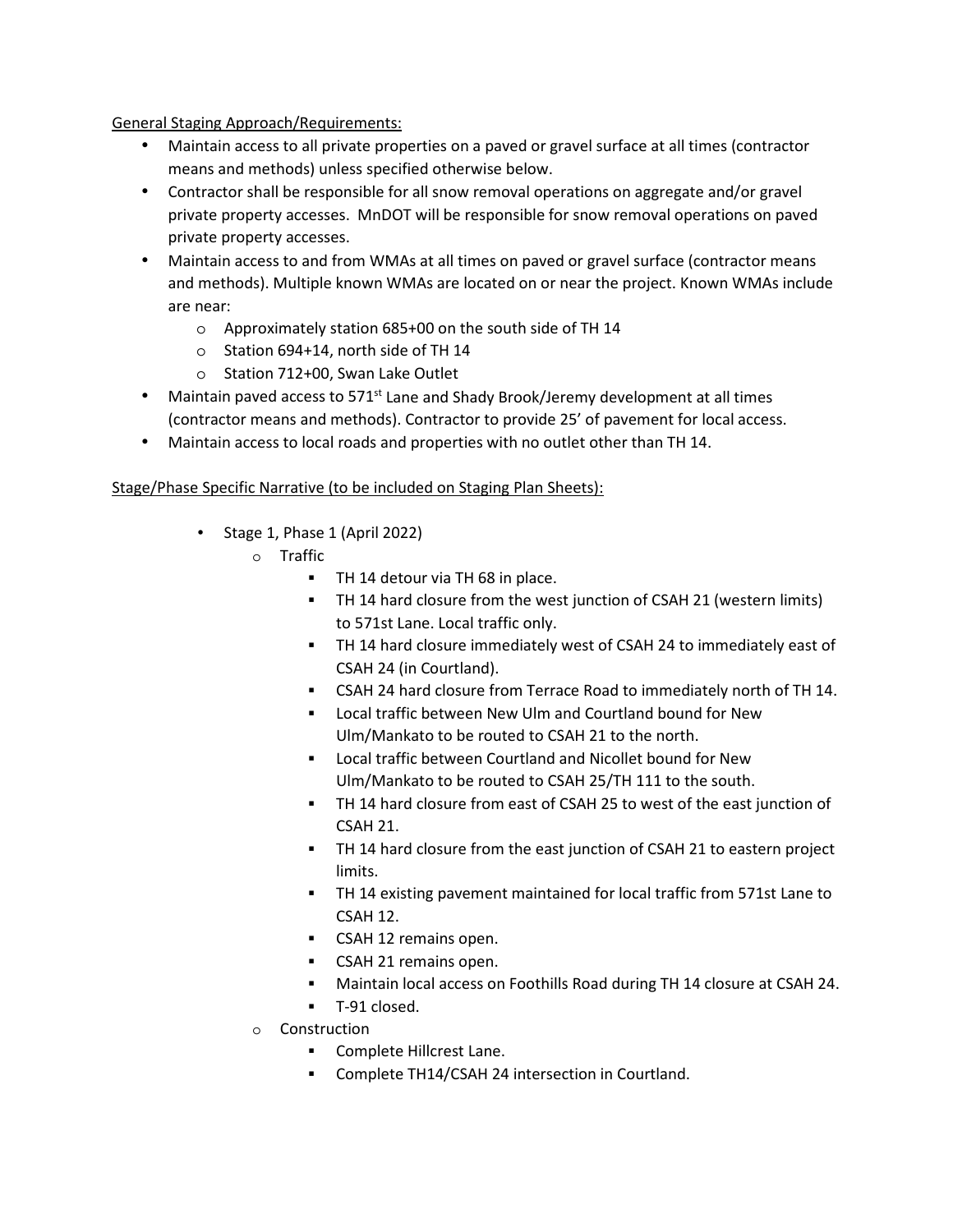General Staging Approach/Requirements:

- Maintain access to all private properties on a paved or gravel surface at all times (contractor means and methods) unless specified otherwise below.
- Contractor shall be responsible for all snow removal operations on aggregate and/or gravel private property accesses. MnDOT will be responsible for snow removal operations on paved private property accesses.
- Maintain access to and from WMAs at all times on paved or gravel surface (contractor means and methods). Multiple known WMAs are located on or near the project. Known WMAs include are near:
    - Approximately station 685+00 on the south side of TH 14
    - Station 694+14, north side of TH 14
    - Station 712+00, Swan Lake Outlet
- Maintain paved access to 571st Lane and Shady Brook/Jeremy development at all times (contractor means and methods). Contractor to provide 25' of pavement for local access.
- Maintain access to local roads and properties with no outlet other than TH 14.

Stage/Phase Specific Narrative (to be included on Staging Plan Sheets):

- Stage 1, Phase 1 (April 2022)
    - Traffic
        - TH 14 detour via TH 68 in place.
        - TH 14 hard closure from the west junction of CSAH 21 (western limits) to 571st Lane. Local traffic only.
        - TH 14 hard closure immediately west of CSAH 24 to immediately east of CSAH 24 (in Courtland).
        - CSAH 24 hard closure from Terrace Road to immediately north of TH 14.
        - Local traffic between New Ulm and Courtland bound for New Ulm/Mankato to be routed to CSAH 21 to the north.
        - Local traffic between Courtland and Nicollet bound for New Ulm/Mankato to be routed to CSAH 25/TH 111 to the south.
        - TH 14 hard closure from east of CSAH 25 to west of the east junction of CSAH 21.
        - TH 14 hard closure from the east junction of CSAH 21 to eastern project limits.
        - TH 14 existing pavement maintained for local traffic from 571st Lane to CSAH 12.
        - CSAH 12 remains open.
        - CSAH 21 remains open.
        - Maintain local access on Foothills Road during TH 14 closure at CSAH 24.
        - T-91 closed.
    - Construction
        - Complete Hillcrest Lane.
        - Complete TH14/CSAH 24 intersection in Courtland.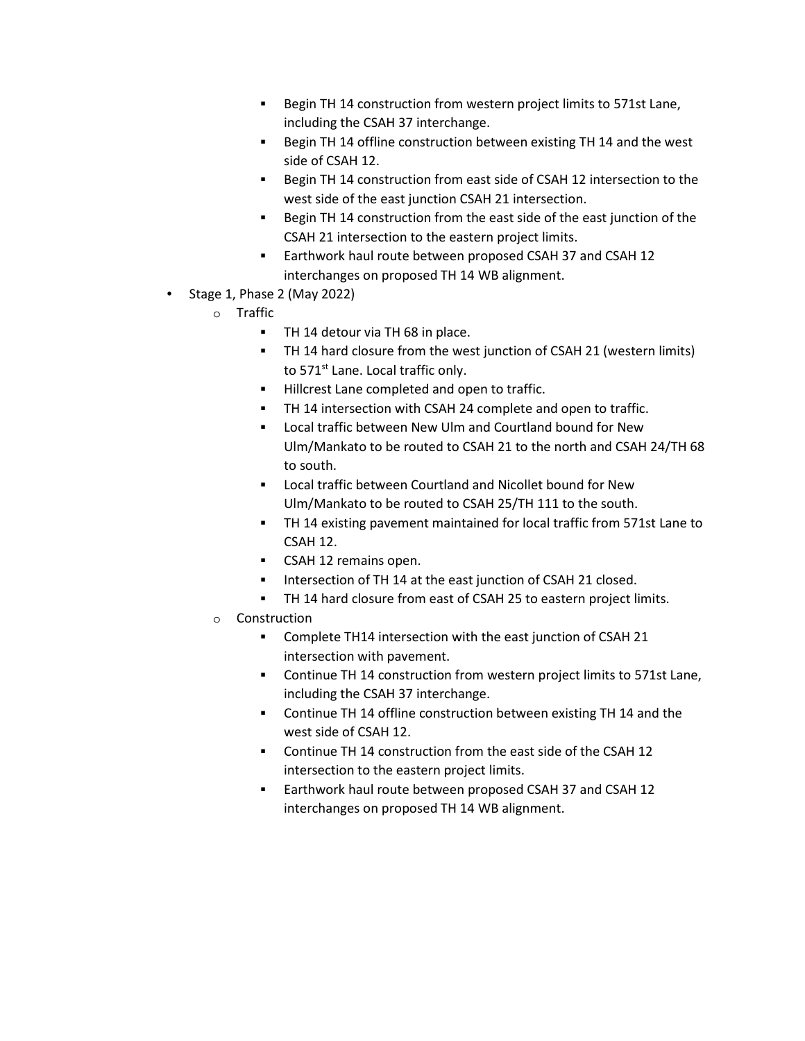- Begin TH 14 construction from western project limits to 571st Lane, including the CSAH 37 interchange.
    - Begin TH 14 offline construction between existing TH 14 and the west side of CSAH 12.
    - Begin TH 14 construction from east side of CSAH 12 intersection to the west side of the east junction CSAH 21 intersection.
    - Begin TH 14 construction from the east side of the east junction of the CSAH 21 intersection to the eastern project limits.
    - Earthwork haul route between proposed CSAH 37 and CSAH 12 interchanges on proposed TH 14 WB alignment.

- Stage 1, Phase 2 (May 2022)
  - Traffic
    - TH 14 detour via TH 68 in place.
    - TH 14 hard closure from the west junction of CSAH 21 (western limits) to 571st Lane. Local traffic only.
    - Hillcrest Lane completed and open to traffic.
    - TH 14 intersection with CSAH 24 complete and open to traffic.
    - Local traffic between New Ulm and Courtland bound for New Ulm/Mankato to be routed to CSAH 21 to the north and CSAH 24/TH 68 to south.
    - Local traffic between Courtland and Nicollet bound for New Ulm/Mankato to be routed to CSAH 25/TH 111 to the south.
    - TH 14 existing pavement maintained for local traffic from 571st Lane to CSAH 12.
    - CSAH 12 remains open.
    - Intersection of TH 14 at the east junction of CSAH 21 closed.
    - TH 14 hard closure from east of CSAH 25 to eastern project limits.
  - Construction
    - Complete TH14 intersection with the east junction of CSAH 21 intersection with pavement.
    - Continue TH 14 construction from western project limits to 571st Lane, including the CSAH 37 interchange.
    - Continue TH 14 offline construction between existing TH 14 and the west side of CSAH 12.
    - Continue TH 14 construction from the east side of the CSAH 12 intersection to the eastern project limits.
    - Earthwork haul route between proposed CSAH 37 and CSAH 12 interchanges on proposed TH 14 WB alignment.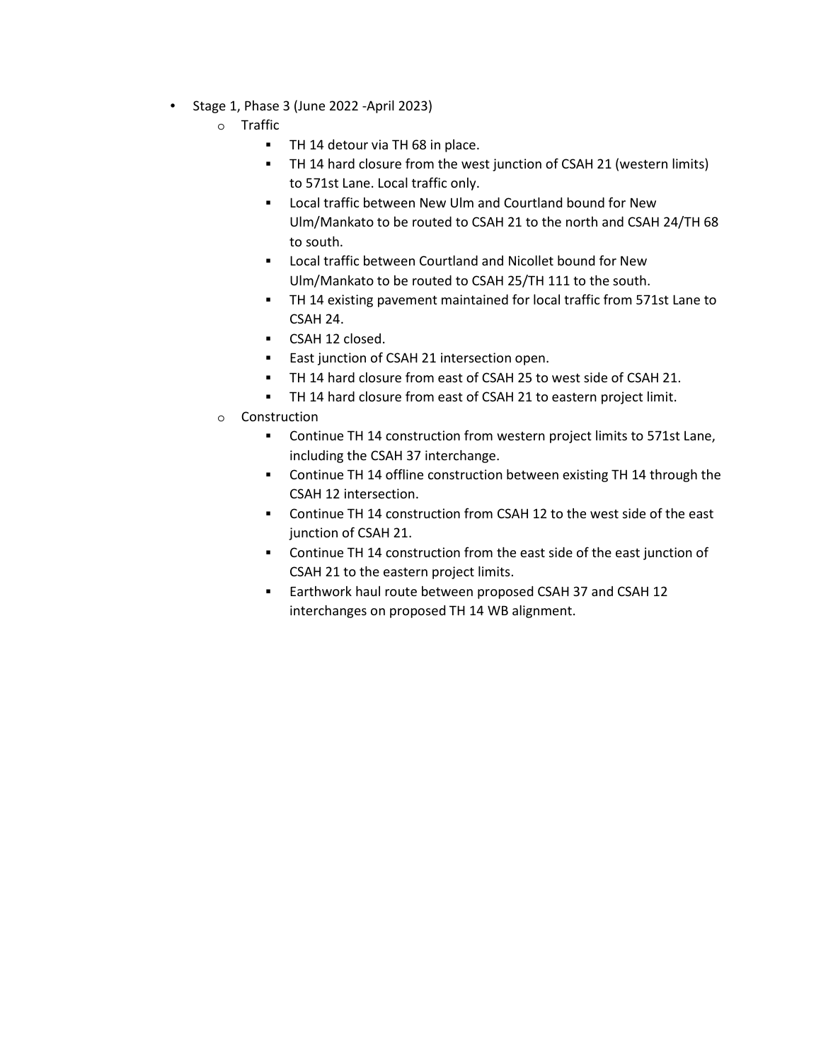- Stage 1, Phase 3 (June 2022 -April 2023)
  - Traffic
    - TH 14 detour via TH 68 in place.
    - TH 14 hard closure from the west junction of CSAH 21 (western limits) to 571st Lane. Local traffic only.
    - Local traffic between New Ulm and Courtland bound for New Ulm/Mankato to be routed to CSAH 21 to the north and CSAH 24/TH 68 to south.
    - Local traffic between Courtland and Nicollet bound for New Ulm/Mankato to be routed to CSAH 25/TH 111 to the south.
    - TH 14 existing pavement maintained for local traffic from 571st Lane to CSAH 24.
    - CSAH 12 closed.
    - East junction of CSAH 21 intersection open.
    - TH 14 hard closure from east of CSAH 25 to west side of CSAH 21.
    - TH 14 hard closure from east of CSAH 21 to eastern project limit.
  - Construction
    - Continue TH 14 construction from western project limits to 571st Lane, including the CSAH 37 interchange.
    - Continue TH 14 offline construction between existing TH 14 through the CSAH 12 intersection.
    - Continue TH 14 construction from CSAH 12 to the west side of the east junction of CSAH 21.
    - Continue TH 14 construction from the east side of the east junction of CSAH 21 to the eastern project limits.
    - Earthwork haul route between proposed CSAH 37 and CSAH 12 interchanges on proposed TH 14 WB alignment.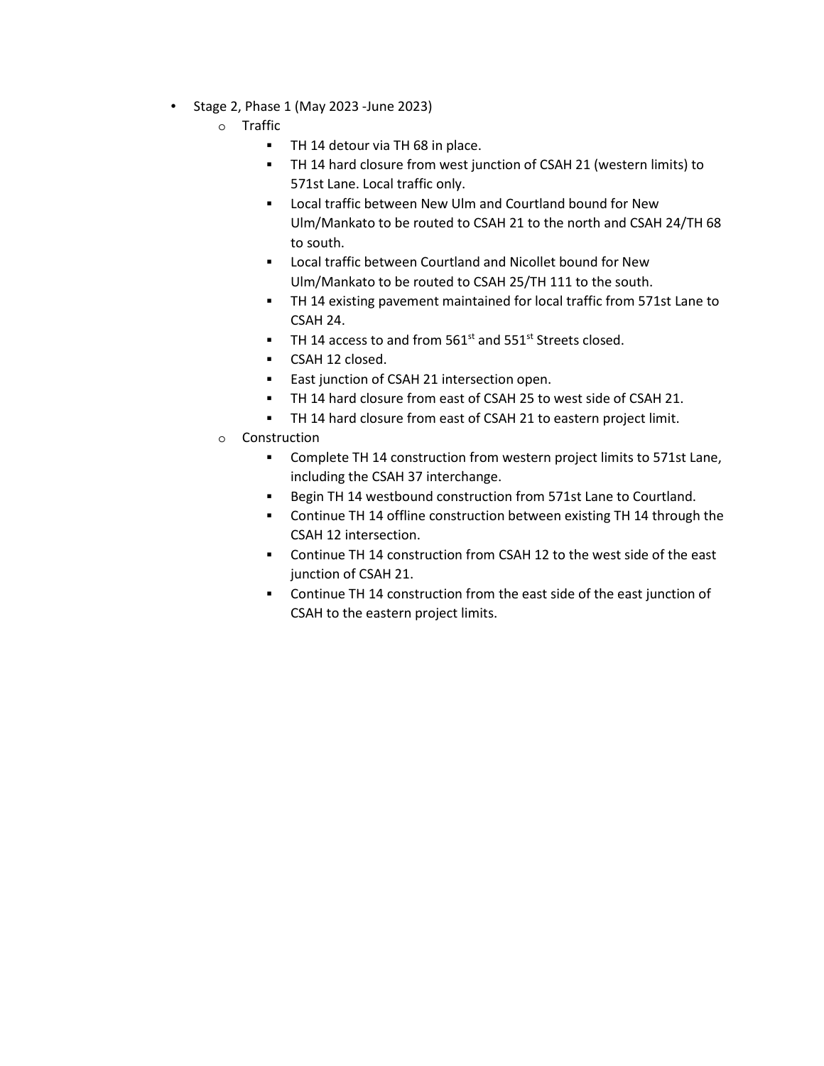- Stage 2, Phase 1 (May 2023 -June 2023)
  - Traffic
    - TH 14 detour via TH 68 in place.
    - TH 14 hard closure from west junction of CSAH 21 (western limits) to 571st Lane. Local traffic only.
    - Local traffic between New Ulm and Courtland bound for New Ulm/Mankato to be routed to CSAH 21 to the north and CSAH 24/TH 68 to south.
    - Local traffic between Courtland and Nicollet bound for New Ulm/Mankato to be routed to CSAH 25/TH 111 to the south.
    - TH 14 existing pavement maintained for local traffic from 571st Lane to CSAH 24.
    - TH 14 access to and from 561st and 551st Streets closed.
    - CSAH 12 closed.
    - East junction of CSAH 21 intersection open.
    - TH 14 hard closure from east of CSAH 25 to west side of CSAH 21.
    - TH 14 hard closure from east of CSAH 21 to eastern project limit.
  - Construction
    - Complete TH 14 construction from western project limits to 571st Lane, including the CSAH 37 interchange.
    - Begin TH 14 westbound construction from 571st Lane to Courtland.
    - Continue TH 14 offline construction between existing TH 14 through the CSAH 12 intersection.
    - Continue TH 14 construction from CSAH 12 to the west side of the east junction of CSAH 21.
    - Continue TH 14 construction from the east side of the east junction of CSAH to the eastern project limits.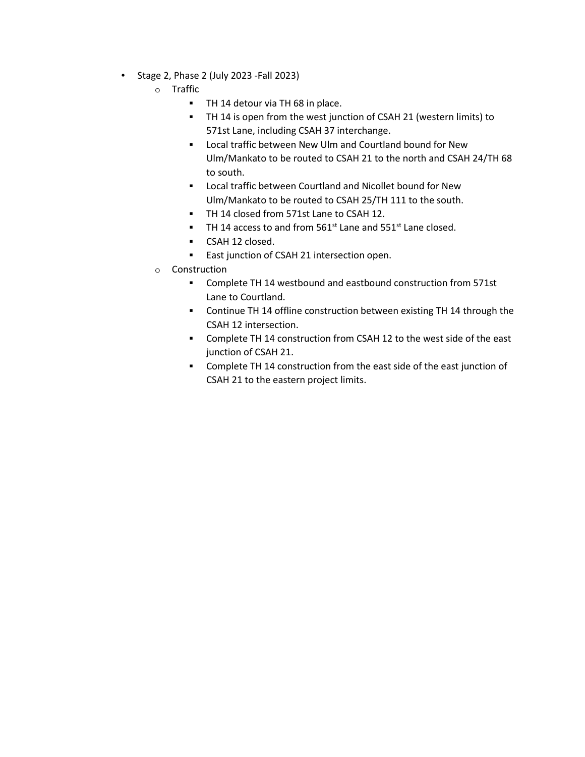- Stage 2, Phase 2 (July 2023 -Fall 2023)
  - Traffic
    - TH 14 detour via TH 68 in place.
    - TH 14 is open from the west junction of CSAH 21 (western limits) to 571st Lane, including CSAH 37 interchange.
    - Local traffic between New Ulm and Courtland bound for New Ulm/Mankato to be routed to CSAH 21 to the north and CSAH 24/TH 68 to south.
    - Local traffic between Courtland and Nicollet bound for New Ulm/Mankato to be routed to CSAH 25/TH 111 to the south.
    - TH 14 closed from 571st Lane to CSAH 12.
    - TH 14 access to and from 561st Lane and 551st Lane closed.
    - CSAH 12 closed.
    - East junction of CSAH 21 intersection open.
  - Construction
    - Complete TH 14 westbound and eastbound construction from 571st Lane to Courtland.
    - Continue TH 14 offline construction between existing TH 14 through the CSAH 12 intersection.
    - Complete TH 14 construction from CSAH 12 to the west side of the east junction of CSAH 21.
    - Complete TH 14 construction from the east side of the east junction of CSAH 21 to the eastern project limits.